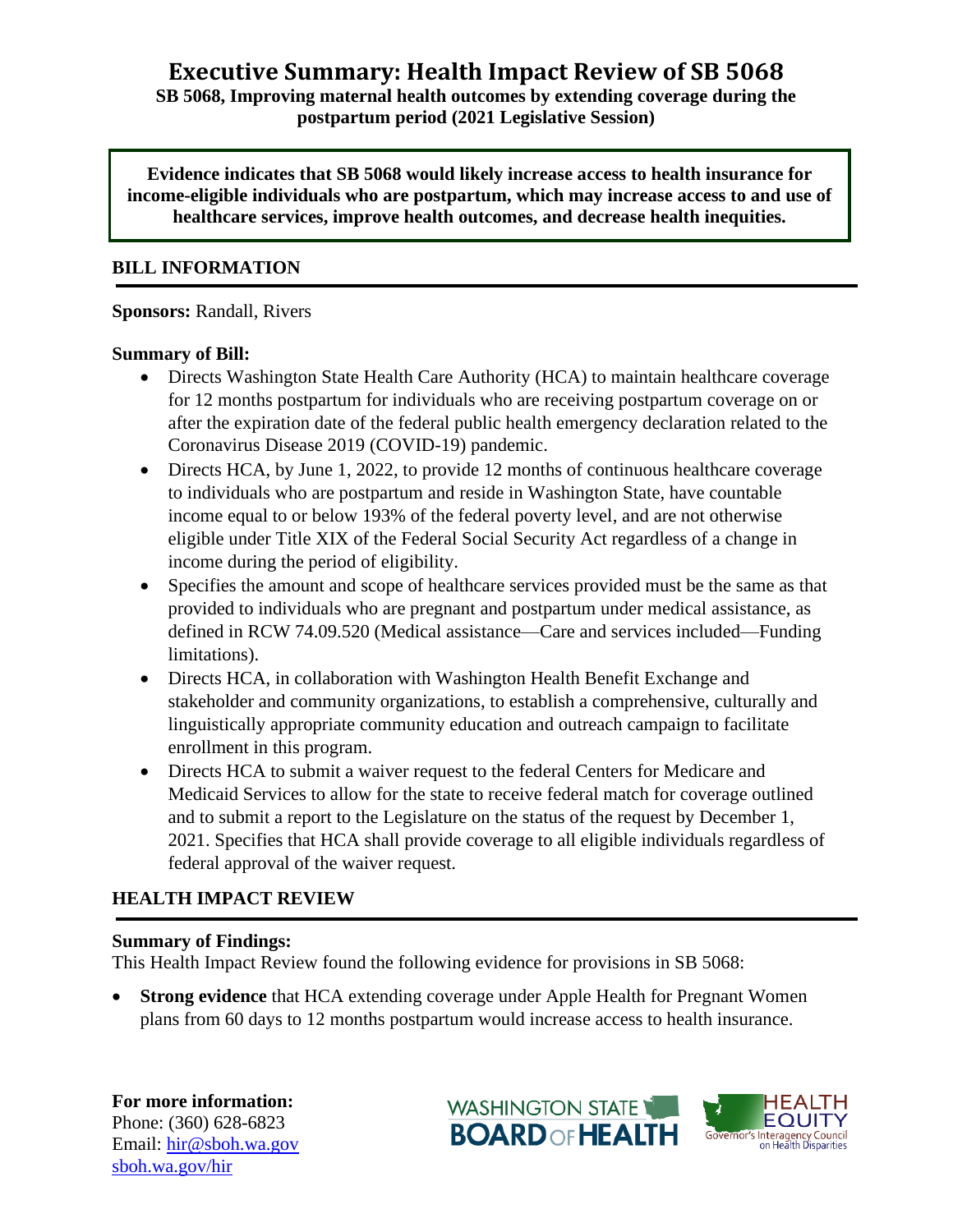# Executive Summary: Health Impact Review of SB 5068

**SB 5068, Improving maternal health outcomes by extending coverage during the postpartum period (2021 Legislative Session)**

**Evidence indicates that SB 5068 would likely increase access to health insurance for income-eligible individuals who are postpartum, which may increase access to and use of healthcare services, improve health outcomes, and decrease health inequities.**

## BILL INFORMATION

**Sponsors:** Randall, Rivers

**Summary of Bill:**

- Directs Washington State Health Care Authority (HCA) to maintain healthcare coverage for 12 months postpartum for individuals who are receiving postpartum coverage on or after the expiration date of the federal public health emergency declaration related to the Coronavirus Disease 2019 (COVID-19) pandemic.
- Directs HCA, by June 1, 2022, to provide 12 months of continuous healthcare coverage to individuals who are postpartum and reside in Washington State, have countable income equal to or below 193% of the federal poverty level, and are not otherwise eligible under Title XIX of the Federal Social Security Act regardless of a change in income during the period of eligibility.
- Specifies the amount and scope of healthcare services provided must be the same as that provided to individuals who are pregnant and postpartum under medical assistance, as defined in RCW 74.09.520 (Medical assistance—Care and services included—Funding limitations).
- Directs HCA, in collaboration with Washington Health Benefit Exchange and stakeholder and community organizations, to establish a comprehensive, culturally and linguistically appropriate community education and outreach campaign to facilitate enrollment in this program.
- Directs HCA to submit a waiver request to the federal Centers for Medicare and Medicaid Services to allow for the state to receive federal match for coverage outlined and to submit a report to the Legislature on the status of the request by December 1, 2021. Specifies that HCA shall provide coverage to all eligible individuals regardless of federal approval of the waiver request.

## HEALTH IMPACT REVIEW

**Summary of Findings:**

This Health Impact Review found the following evidence for provisions in SB 5068:

- **Strong evidence** that HCA extending coverage under Apple Health for Pregnant Women plans from 60 days to 12 months postpartum would increase access to health insurance.

**For more information:**
Phone: (360) 628-6823
Email: hir@sboh.wa.gov
sboh.wa.gov/hir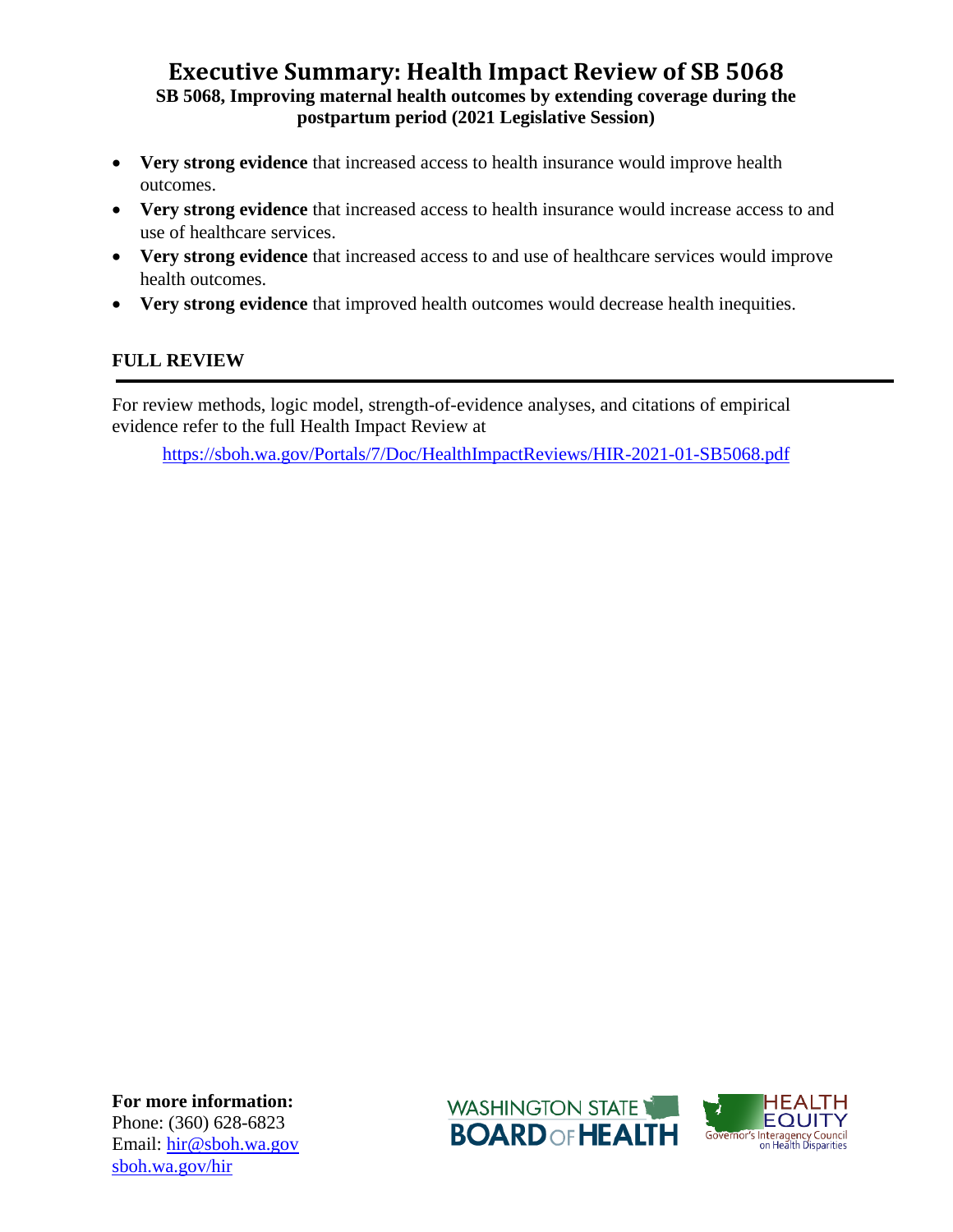# Executive Summary: Health Impact Review of SB 5068

**SB 5068, Improving maternal health outcomes by extending coverage during the postpartum period (2021 Legislative Session)**

- **Very strong evidence** that increased access to health insurance would improve health outcomes.
- **Very strong evidence** that increased access to health insurance would increase access to and use of healthcare services.
- **Very strong evidence** that increased access to and use of healthcare services would improve health outcomes.
- **Very strong evidence** that improved health outcomes would decrease health inequities.

## FULL REVIEW

For review methods, logic model, strength-of-evidence analyses, and citations of empirical evidence refer to the full Health Impact Review at

https://sboh.wa.gov/Portals/7/Doc/HealthImpactReviews/HIR-2021-01-SB5068.pdf

**For more information:**
Phone: (360) 628-6823
Email: hir@sboh.wa.gov
sboh.wa.gov/hir

WASHINGTON STATE BOARD OF HEALTH

HEALTH EQUITY Governor's Interagency Council on Health Disparities